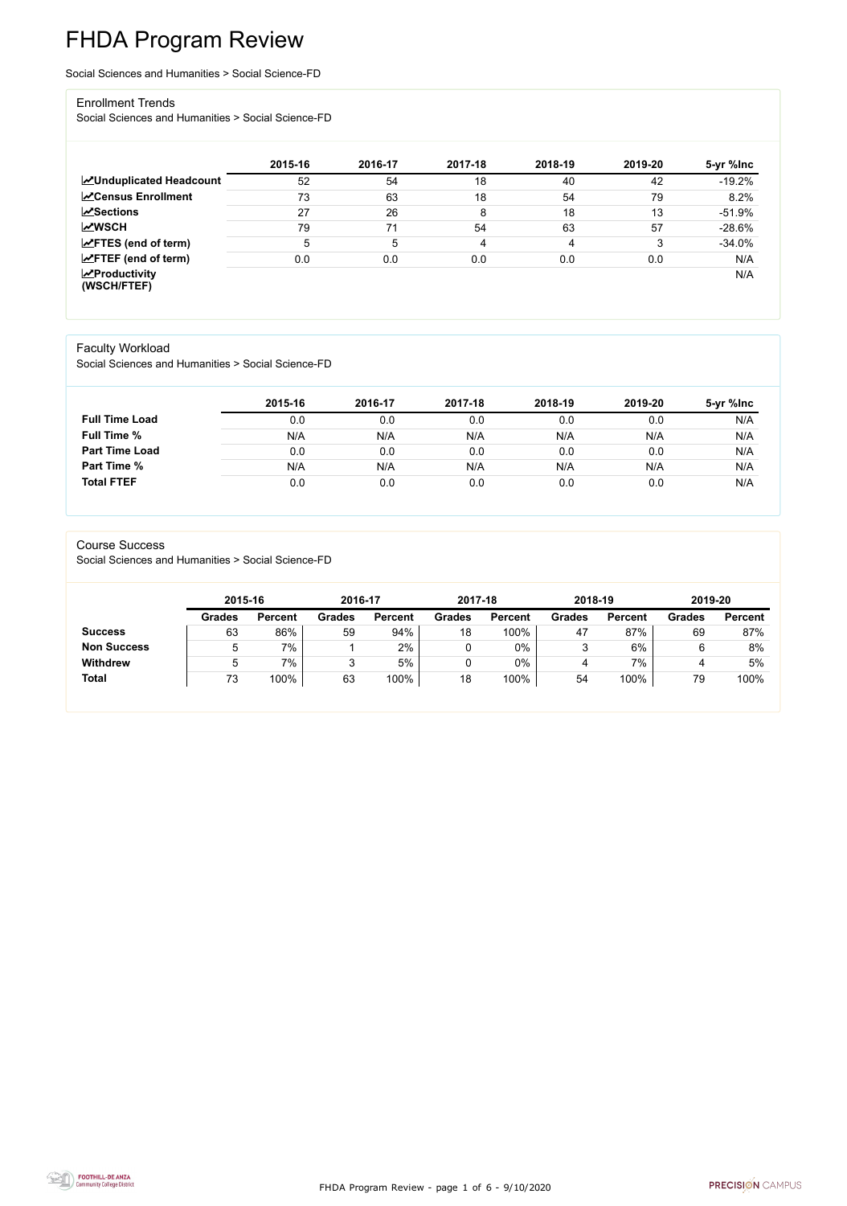# FHDA Program Review

Social Sciences and Humanities > Social Science-FD

## Enrollment Trends

Social Sciences and Humanities > Social Science-FD

| | 2015-16 | 2016-17 | 2017-18 | 2018-19 | 2019-20 | 5-yr %Inc |
|---|---|---|---|---|---|---|
| **Unduplicated Headcount** | 52 | 54 | 18 | 40 | 42 | -19.2% |
| **Census Enrollment** | 73 | 63 | 18 | 54 | 79 | 8.2% |
| **Sections** | 27 | 26 | 8 | 18 | 13 | -51.9% |
| **WSCH** | 79 | 71 | 54 | 63 | 57 | -28.6% |
| **FTES (end of term)** | 5 | 5 | 4 | 4 | 3 | -34.0% |
| **FTEF (end of term)** | 0.0 | 0.0 | 0.0 | 0.0 | 0.0 | N/A |
| **Productivity (WSCH/FTEF)** | | | | | | N/A |

## Faculty Workload

Social Sciences and Humanities > Social Science-FD

| | 2015-16 | 2016-17 | 2017-18 | 2018-19 | 2019-20 | 5-yr %Inc |
|---|---|---|---|---|---|---|
| **Full Time Load** | 0.0 | 0.0 | 0.0 | 0.0 | 0.0 | N/A |
| **Full Time %** | N/A | N/A | N/A | N/A | N/A | N/A |
| **Part Time Load** | 0.0 | 0.0 | 0.0 | 0.0 | 0.0 | N/A |
| **Part Time %** | N/A | N/A | N/A | N/A | N/A | N/A |
| **Total FTEF** | 0.0 | 0.0 | 0.0 | 0.0 | 0.0 | N/A |

## Course Success

Social Sciences and Humanities > Social Science-FD

| | 2015-16 | | 2016-17 | | 2017-18 | | 2018-19 | | 2019-20 | |
|---|---|---|---|---|---|---|---|---|---|---|
| | Grades | Percent | Grades | Percent | Grades | Percent | Grades | Percent | Grades | Percent |
| **Success** | 63 | 86% | 59 | 94% | 18 | 100% | 47 | 87% | 69 | 87% |
| **Non Success** | 5 | 7% | 1 | 2% | 0 | 0% | 3 | 6% | 6 | 8% |
| **Withdrew** | 5 | 7% | 3 | 5% | 0 | 0% | 4 | 7% | 4 | 5% |
| **Total** | 73 | 100% | 63 | 100% | 18 | 100% | 54 | 100% | 79 | 100% |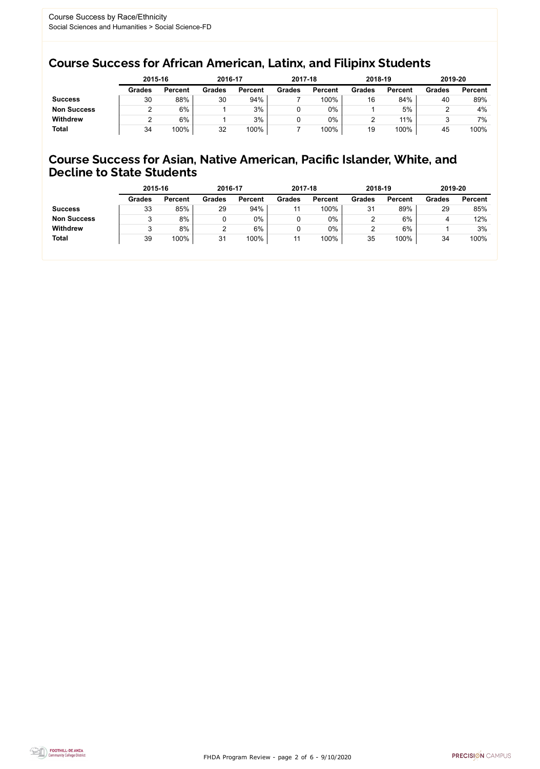Course Success by Race/Ethnicity
Social Sciences and Humanities > Social Science-FD

## Course Success for African American, Latinx, and Filipinx Students

| | 2015-16 | | 2016-17 | | 2017-18 | | 2018-19 | | 2019-20 | |
|---|---|---|---|---|---|---|---|---|---|---|
| | **Grades** | **Percent** | **Grades** | **Percent** | **Grades** | **Percent** | **Grades** | **Percent** | **Grades** | **Percent** |
| **Success** | 30 | 88% | 30 | 94% | 7 | 100% | 16 | 84% | 40 | 89% |
| **Non Success** | 2 | 6% | 1 | 3% | 0 | 0% | 1 | 5% | 2 | 4% |
| **Withdrew** | 2 | 6% | 1 | 3% | 0 | 0% | 2 | 11% | 3 | 7% |
| **Total** | 34 | 100% | 32 | 100% | 7 | 100% | 19 | 100% | 45 | 100% |

## Course Success for Asian, Native American, Pacific Islander, White, and Decline to State Students

| | 2015-16 | | 2016-17 | | 2017-18 | | 2018-19 | | 2019-20 | |
|---|---|---|---|---|---|---|---|---|---|---|
| | **Grades** | **Percent** | **Grades** | **Percent** | **Grades** | **Percent** | **Grades** | **Percent** | **Grades** | **Percent** |
| **Success** | 33 | 85% | 29 | 94% | 11 | 100% | 31 | 89% | 29 | 85% |
| **Non Success** | 3 | 8% | 0 | 0% | 0 | 0% | 2 | 6% | 4 | 12% |
| **Withdrew** | 3 | 8% | 2 | 6% | 0 | 0% | 2 | 6% | 1 | 3% |
| **Total** | 39 | 100% | 31 | 100% | 11 | 100% | 35 | 100% | 34 | 100% |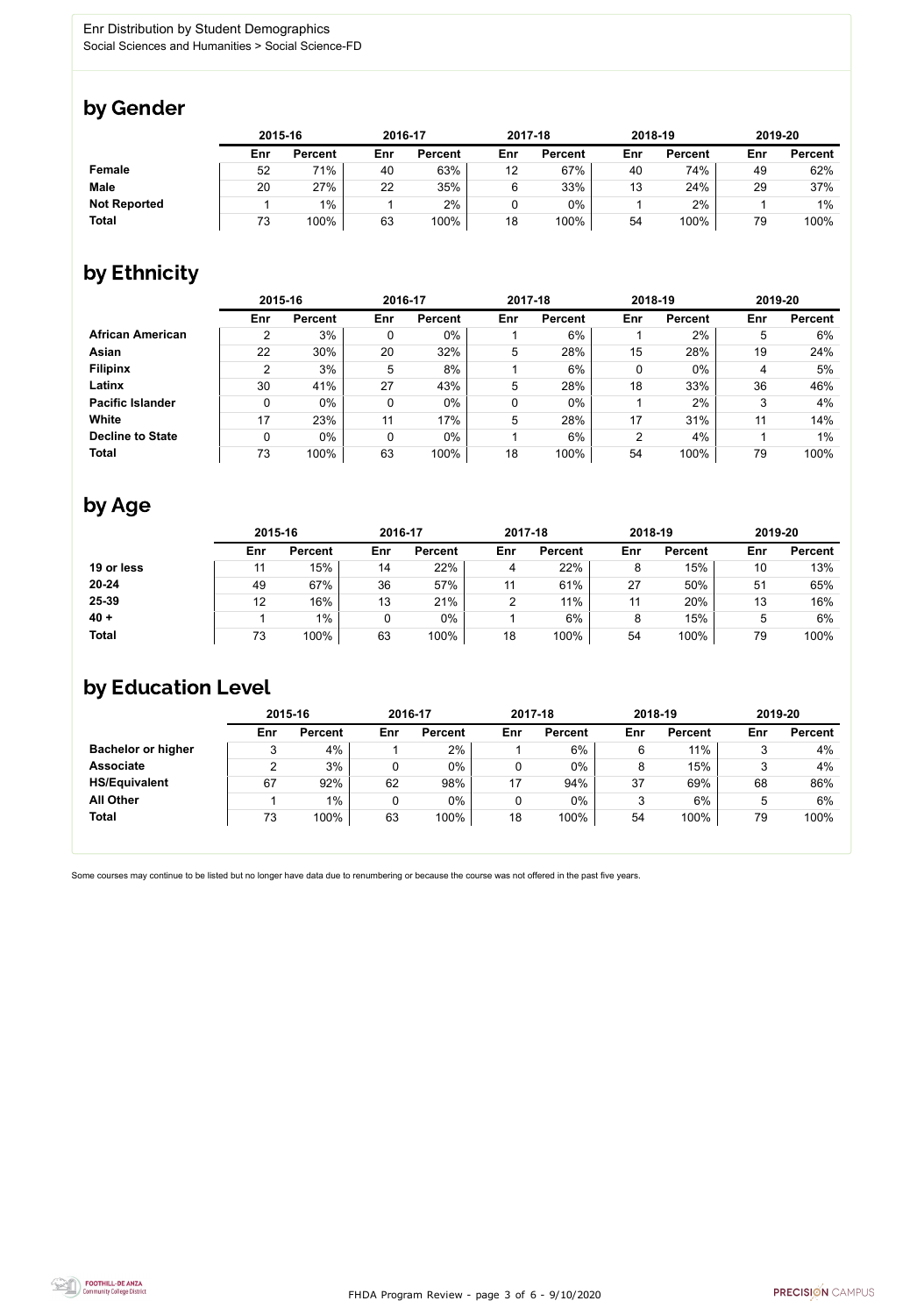Enr Distribution by Student Demographics
Social Sciences and Humanities > Social Science-FD

## by Gender

| | 2015-16 | | 2016-17 | | 2017-18 | | 2018-19 | | 2019-20 | |
|---|---|---|---|---|---|---|---|---|---|---|
| | Enr | Percent | Enr | Percent | Enr | Percent | Enr | Percent | Enr | Percent |
| **Female** | 52 | 71% | 40 | 63% | 12 | 67% | 40 | 74% | 49 | 62% |
| **Male** | 20 | 27% | 22 | 35% | 6 | 33% | 13 | 24% | 29 | 37% |
| **Not Reported** | 1 | 1% | 1 | 2% | 0 | 0% | 1 | 2% | 1 | 1% |
| **Total** | 73 | 100% | 63 | 100% | 18 | 100% | 54 | 100% | 79 | 100% |

## by Ethnicity

| | 2015-16 | | 2016-17 | | 2017-18 | | 2018-19 | | 2019-20 | |
|---|---|---|---|---|---|---|---|---|---|---|
| | Enr | Percent | Enr | Percent | Enr | Percent | Enr | Percent | Enr | Percent |
| **African American** | 2 | 3% | 0 | 0% | 1 | 6% | 1 | 2% | 5 | 6% |
| **Asian** | 22 | 30% | 20 | 32% | 5 | 28% | 15 | 28% | 19 | 24% |
| **Filipinx** | 2 | 3% | 5 | 8% | 1 | 6% | 0 | 0% | 4 | 5% |
| **Latinx** | 30 | 41% | 27 | 43% | 5 | 28% | 18 | 33% | 36 | 46% |
| **Pacific Islander** | 0 | 0% | 0 | 0% | 0 | 0% | 1 | 2% | 3 | 4% |
| **White** | 17 | 23% | 11 | 17% | 5 | 28% | 17 | 31% | 11 | 14% |
| **Decline to State** | 0 | 0% | 0 | 0% | 1 | 6% | 2 | 4% | 1 | 1% |
| **Total** | 73 | 100% | 63 | 100% | 18 | 100% | 54 | 100% | 79 | 100% |

## by Age

| | 2015-16 | | 2016-17 | | 2017-18 | | 2018-19 | | 2019-20 | |
|---|---|---|---|---|---|---|---|---|---|---|
| | Enr | Percent | Enr | Percent | Enr | Percent | Enr | Percent | Enr | Percent |
| **19 or less** | 11 | 15% | 14 | 22% | 4 | 22% | 8 | 15% | 10 | 13% |
| **20-24** | 49 | 67% | 36 | 57% | 11 | 61% | 27 | 50% | 51 | 65% |
| **25-39** | 12 | 16% | 13 | 21% | 2 | 11% | 11 | 20% | 13 | 16% |
| **40 +** | 1 | 1% | 0 | 0% | 1 | 6% | 8 | 15% | 5 | 6% |
| **Total** | 73 | 100% | 63 | 100% | 18 | 100% | 54 | 100% | 79 | 100% |

## by Education Level

| | 2015-16 | | 2016-17 | | 2017-18 | | 2018-19 | | 2019-20 | |
|---|---|---|---|---|---|---|---|---|---|---|
| | Enr | Percent | Enr | Percent | Enr | Percent | Enr | Percent | Enr | Percent |
| **Bachelor or higher** | 3 | 4% | 1 | 2% | 1 | 6% | 6 | 11% | 3 | 4% |
| **Associate** | 2 | 3% | 0 | 0% | 0 | 0% | 8 | 15% | 3 | 4% |
| **HS/Equivalent** | 67 | 92% | 62 | 98% | 17 | 94% | 37 | 69% | 68 | 86% |
| **All Other** | 1 | 1% | 0 | 0% | 0 | 0% | 3 | 6% | 5 | 6% |
| **Total** | 73 | 100% | 63 | 100% | 18 | 100% | 54 | 100% | 79 | 100% |

Some courses may continue to be listed but no longer have data due to renumbering or because the course was not offered in the past five years.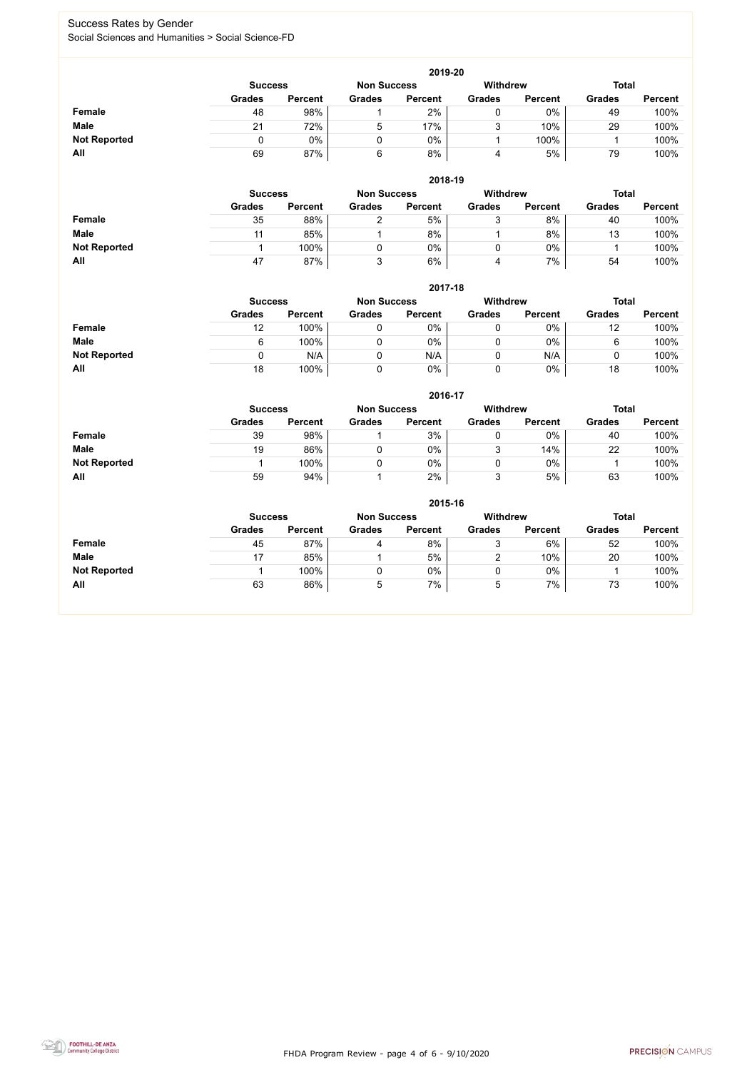# Success Rates by Gender

Social Sciences and Humanities > Social Science-FD

## 2019-20

| | Success | | Non Success | | Withdrew | | Total | |
|---|---|---|---|---|---|---|---|---|
| | Grades | Percent | Grades | Percent | Grades | Percent | Grades | Percent |
| **Female** | 48 | 98% | 1 | 2% | 0 | 0% | 49 | 100% |
| **Male** | 21 | 72% | 5 | 17% | 3 | 10% | 29 | 100% |
| **Not Reported** | 0 | 0% | 0 | 0% | 1 | 100% | 1 | 100% |
| **All** | 69 | 87% | 6 | 8% | 4 | 5% | 79 | 100% |

## 2018-19

| | Success | | Non Success | | Withdrew | | Total | |
|---|---|---|---|---|---|---|---|---|
| | Grades | Percent | Grades | Percent | Grades | Percent | Grades | Percent |
| **Female** | 35 | 88% | 2 | 5% | 3 | 8% | 40 | 100% |
| **Male** | 11 | 85% | 1 | 8% | 1 | 8% | 13 | 100% |
| **Not Reported** | 1 | 100% | 0 | 0% | 0 | 0% | 1 | 100% |
| **All** | 47 | 87% | 3 | 6% | 4 | 7% | 54 | 100% |

## 2017-18

| | Success | | Non Success | | Withdrew | | Total | |
|---|---|---|---|---|---|---|---|---|
| | Grades | Percent | Grades | Percent | Grades | Percent | Grades | Percent |
| **Female** | 12 | 100% | 0 | 0% | 0 | 0% | 12 | 100% |
| **Male** | 6 | 100% | 0 | 0% | 0 | 0% | 6 | 100% |
| **Not Reported** | 0 | N/A | 0 | N/A | 0 | N/A | 0 | 100% |
| **All** | 18 | 100% | 0 | 0% | 0 | 0% | 18 | 100% |

## 2016-17

| | Success | | Non Success | | Withdrew | | Total | |
|---|---|---|---|---|---|---|---|---|
| | Grades | Percent | Grades | Percent | Grades | Percent | Grades | Percent |
| **Female** | 39 | 98% | 1 | 3% | 0 | 0% | 40 | 100% |
| **Male** | 19 | 86% | 0 | 0% | 3 | 14% | 22 | 100% |
| **Not Reported** | 1 | 100% | 0 | 0% | 0 | 0% | 1 | 100% |
| **All** | 59 | 94% | 1 | 2% | 3 | 5% | 63 | 100% |

## 2015-16

| | Success | | Non Success | | Withdrew | | Total | |
|---|---|---|---|---|---|---|---|---|
| | Grades | Percent | Grades | Percent | Grades | Percent | Grades | Percent |
| **Female** | 45 | 87% | 4 | 8% | 3 | 6% | 52 | 100% |
| **Male** | 17 | 85% | 1 | 5% | 2 | 10% | 20 | 100% |
| **Not Reported** | 1 | 100% | 0 | 0% | 0 | 0% | 1 | 100% |
| **All** | 63 | 86% | 5 | 7% | 5 | 7% | 73 | 100% |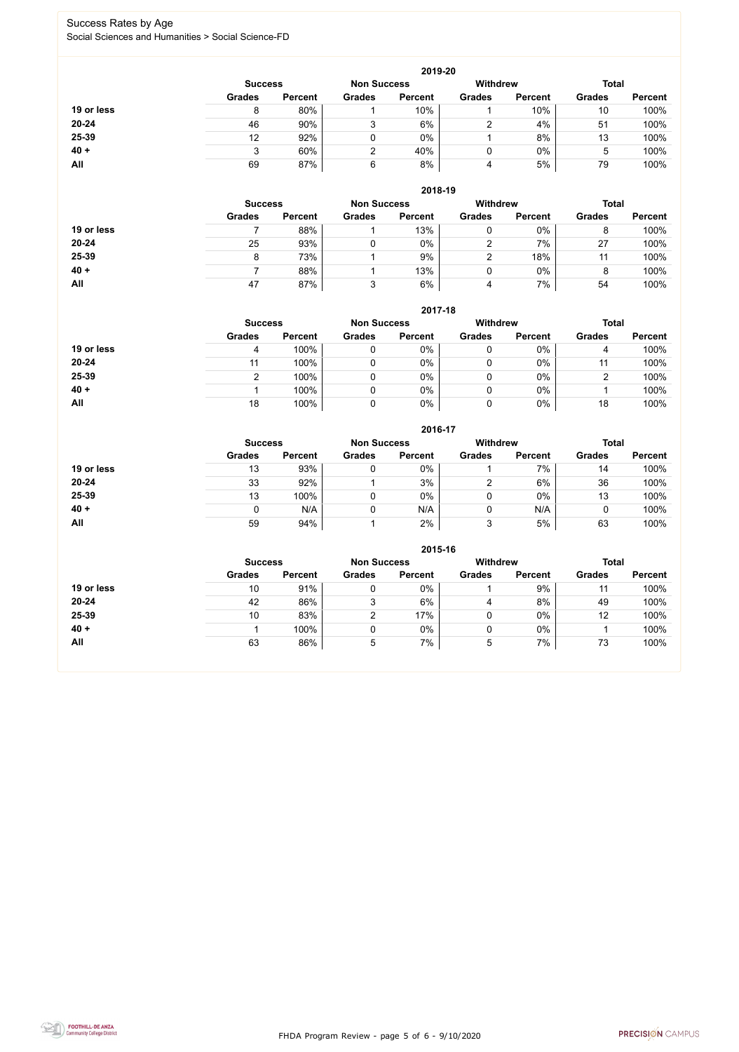# Success Rates by Age

Social Sciences and Humanities > Social Science-FD

## 2019-20

| | Success | | Non Success | | Withdrew | | Total | |
|---|---|---|---|---|---|---|---|---|
| | Grades | Percent | Grades | Percent | Grades | Percent | Grades | Percent |
| 19 or less | 8 | 80% | 1 | 10% | 1 | 10% | 10 | 100% |
| 20-24 | 46 | 90% | 3 | 6% | 2 | 4% | 51 | 100% |
| 25-39 | 12 | 92% | 0 | 0% | 1 | 8% | 13 | 100% |
| 40 + | 3 | 60% | 2 | 40% | 0 | 0% | 5 | 100% |
| All | 69 | 87% | 6 | 8% | 4 | 5% | 79 | 100% |

## 2018-19

| | Success | | Non Success | | Withdrew | | Total | |
|---|---|---|---|---|---|---|---|---|
| | Grades | Percent | Grades | Percent | Grades | Percent | Grades | Percent |
| 19 or less | 7 | 88% | 1 | 13% | 0 | 0% | 8 | 100% |
| 20-24 | 25 | 93% | 0 | 0% | 2 | 7% | 27 | 100% |
| 25-39 | 8 | 73% | 1 | 9% | 2 | 18% | 11 | 100% |
| 40 + | 7 | 88% | 1 | 13% | 0 | 0% | 8 | 100% |
| All | 47 | 87% | 3 | 6% | 4 | 7% | 54 | 100% |

## 2017-18

| | Success | | Non Success | | Withdrew | | Total | |
|---|---|---|---|---|---|---|---|---|
| | Grades | Percent | Grades | Percent | Grades | Percent | Grades | Percent |
| 19 or less | 4 | 100% | 0 | 0% | 0 | 0% | 4 | 100% |
| 20-24 | 11 | 100% | 0 | 0% | 0 | 0% | 11 | 100% |
| 25-39 | 2 | 100% | 0 | 0% | 0 | 0% | 2 | 100% |
| 40 + | 1 | 100% | 0 | 0% | 0 | 0% | 1 | 100% |
| All | 18 | 100% | 0 | 0% | 0 | 0% | 18 | 100% |

## 2016-17

| | Success | | Non Success | | Withdrew | | Total | |
|---|---|---|---|---|---|---|---|---|
| | Grades | Percent | Grades | Percent | Grades | Percent | Grades | Percent |
| 19 or less | 13 | 93% | 0 | 0% | 1 | 7% | 14 | 100% |
| 20-24 | 33 | 92% | 1 | 3% | 2 | 6% | 36 | 100% |
| 25-39 | 13 | 100% | 0 | 0% | 0 | 0% | 13 | 100% |
| 40 + | 0 | N/A | 0 | N/A | 0 | N/A | 0 | 100% |
| All | 59 | 94% | 1 | 2% | 3 | 5% | 63 | 100% |

## 2015-16

| | Success | | Non Success | | Withdrew | | Total | |
|---|---|---|---|---|---|---|---|---|
| | Grades | Percent | Grades | Percent | Grades | Percent | Grades | Percent |
| 19 or less | 10 | 91% | 0 | 0% | 1 | 9% | 11 | 100% |
| 20-24 | 42 | 86% | 3 | 6% | 4 | 8% | 49 | 100% |
| 25-39 | 10 | 83% | 2 | 17% | 0 | 0% | 12 | 100% |
| 40 + | 1 | 100% | 0 | 0% | 0 | 0% | 1 | 100% |
| All | 63 | 86% | 5 | 7% | 5 | 7% | 73 | 100% |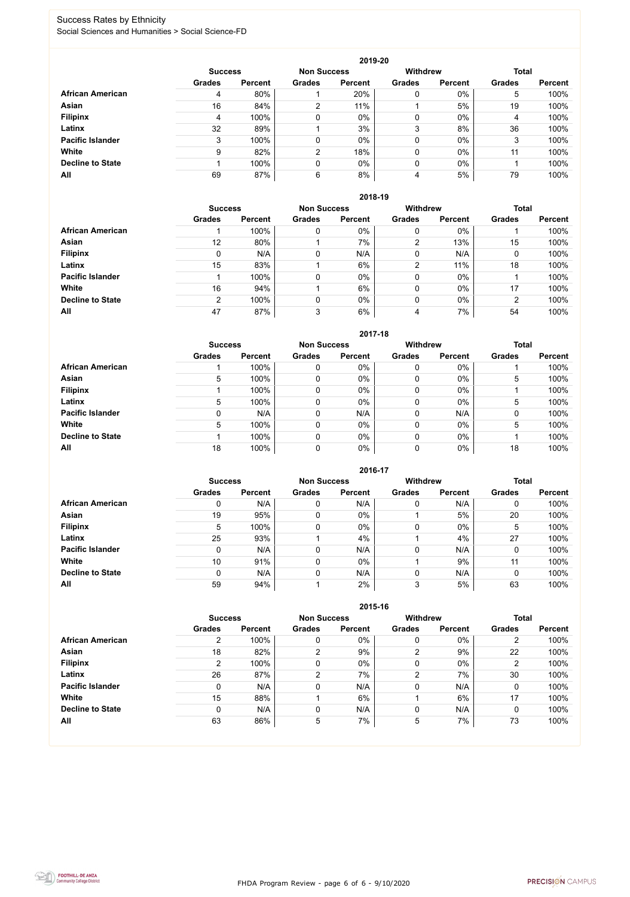# Success Rates by Ethnicity

Social Sciences and Humanities > Social Science-FD

| 2019-20 | Success | | Non Success | | Withdrew | | Total | |
|---|---|---|---|---|---|---|---|---|
| | Grades | Percent | Grades | Percent | Grades | Percent | Grades | Percent |
| **African American** | 4 | 80% | 1 | 20% | 0 | 0% | 5 | 100% |
| **Asian** | 16 | 84% | 2 | 11% | 1 | 5% | 19 | 100% |
| **Filipinx** | 4 | 100% | 0 | 0% | 0 | 0% | 4 | 100% |
| **Latinx** | 32 | 89% | 1 | 3% | 3 | 8% | 36 | 100% |
| **Pacific Islander** | 3 | 100% | 0 | 0% | 0 | 0% | 3 | 100% |
| **White** | 9 | 82% | 2 | 18% | 0 | 0% | 11 | 100% |
| **Decline to State** | 1 | 100% | 0 | 0% | 0 | 0% | 1 | 100% |
| **All** | 69 | 87% | 6 | 8% | 4 | 5% | 79 | 100% |

| 2018-19 | Success | | Non Success | | Withdrew | | Total | |
|---|---|---|---|---|---|---|---|---|
| | Grades | Percent | Grades | Percent | Grades | Percent | Grades | Percent |
| **African American** | 1 | 100% | 0 | 0% | 0 | 0% | 1 | 100% |
| **Asian** | 12 | 80% | 1 | 7% | 2 | 13% | 15 | 100% |
| **Filipinx** | 0 | N/A | 0 | N/A | 0 | N/A | 0 | 100% |
| **Latinx** | 15 | 83% | 1 | 6% | 2 | 11% | 18 | 100% |
| **Pacific Islander** | 1 | 100% | 0 | 0% | 0 | 0% | 1 | 100% |
| **White** | 16 | 94% | 1 | 6% | 0 | 0% | 17 | 100% |
| **Decline to State** | 2 | 100% | 0 | 0% | 0 | 0% | 2 | 100% |
| **All** | 47 | 87% | 3 | 6% | 4 | 7% | 54 | 100% |

| 2017-18 | Success | | Non Success | | Withdrew | | Total | |
|---|---|---|---|---|---|---|---|---|
| | Grades | Percent | Grades | Percent | Grades | Percent | Grades | Percent |
| **African American** | 1 | 100% | 0 | 0% | 0 | 0% | 1 | 100% |
| **Asian** | 5 | 100% | 0 | 0% | 0 | 0% | 5 | 100% |
| **Filipinx** | 1 | 100% | 0 | 0% | 0 | 0% | 1 | 100% |
| **Latinx** | 5 | 100% | 0 | 0% | 0 | 0% | 5 | 100% |
| **Pacific Islander** | 0 | N/A | 0 | N/A | 0 | N/A | 0 | 100% |
| **White** | 5 | 100% | 0 | 0% | 0 | 0% | 5 | 100% |
| **Decline to State** | 1 | 100% | 0 | 0% | 0 | 0% | 1 | 100% |
| **All** | 18 | 100% | 0 | 0% | 0 | 0% | 18 | 100% |

| 2016-17 | Success | | Non Success | | Withdrew | | Total | |
|---|---|---|---|---|---|---|---|---|
| | Grades | Percent | Grades | Percent | Grades | Percent | Grades | Percent |
| **African American** | 0 | N/A | 0 | N/A | 0 | N/A | 0 | 100% |
| **Asian** | 19 | 95% | 0 | 0% | 1 | 5% | 20 | 100% |
| **Filipinx** | 5 | 100% | 0 | 0% | 0 | 0% | 5 | 100% |
| **Latinx** | 25 | 93% | 1 | 4% | 1 | 4% | 27 | 100% |
| **Pacific Islander** | 0 | N/A | 0 | N/A | 0 | N/A | 0 | 100% |
| **White** | 10 | 91% | 0 | 0% | 1 | 9% | 11 | 100% |
| **Decline to State** | 0 | N/A | 0 | N/A | 0 | N/A | 0 | 100% |
| **All** | 59 | 94% | 1 | 2% | 3 | 5% | 63 | 100% |

| 2015-16 | Success | | Non Success | | Withdrew | | Total | |
|---|---|---|---|---|---|---|---|---|
| | Grades | Percent | Grades | Percent | Grades | Percent | Grades | Percent |
| **African American** | 2 | 100% | 0 | 0% | 0 | 0% | 2 | 100% |
| **Asian** | 18 | 82% | 2 | 9% | 2 | 9% | 22 | 100% |
| **Filipinx** | 2 | 100% | 0 | 0% | 0 | 0% | 2 | 100% |
| **Latinx** | 26 | 87% | 2 | 7% | 2 | 7% | 30 | 100% |
| **Pacific Islander** | 0 | N/A | 0 | N/A | 0 | N/A | 0 | 100% |
| **White** | 15 | 88% | 1 | 6% | 1 | 6% | 17 | 100% |
| **Decline to State** | 0 | N/A | 0 | N/A | 0 | N/A | 0 | 100% |
| **All** | 63 | 86% | 5 | 7% | 5 | 7% | 73 | 100% |